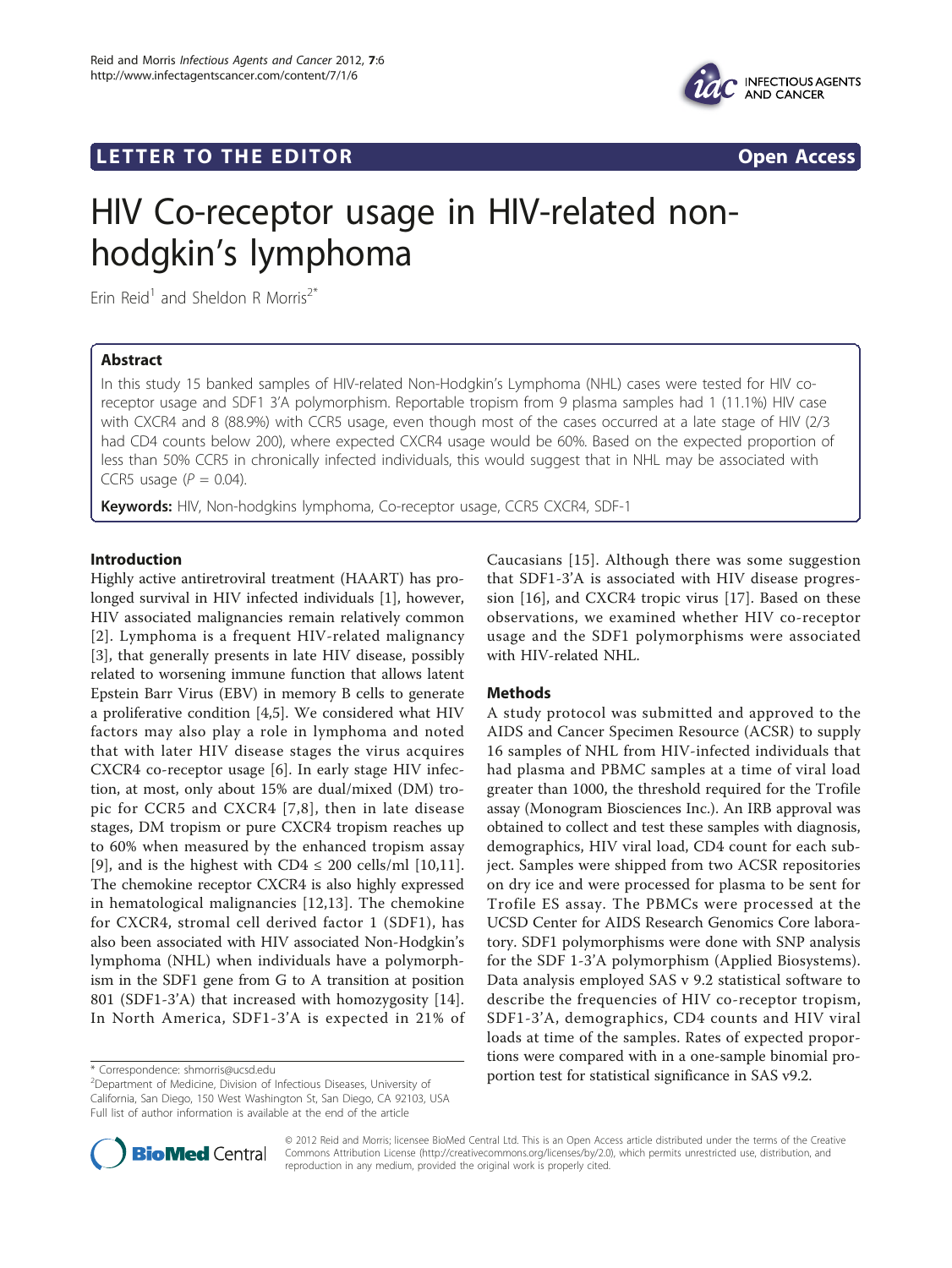**LETTER TO THE EDITOR** **Open Access**

# HIV Co-receptor usage in HIV-related non-hodgkin's lymphoma

Erin Reid[1] and Sheldon R Morris[2*]

## Abstract

In this study 15 banked samples of HIV-related Non-Hodgkin's Lymphoma (NHL) cases were tested for HIV co-receptor usage and SDF1 3'A polymorphism. Reportable tropism from 9 plasma samples had 1 (11.1%) HIV case with CXCR4 and 8 (88.9%) with CCR5 usage, even though most of the cases occurred at a late stage of HIV (2/3 had CD4 counts below 200), where expected CXCR4 usage would be 60%. Based on the expected proportion of less than 50% CCR5 in chronically infected individuals, this would suggest that in NHL may be associated with CCR5 usage ($P = 0.04$).

**Keywords:** HIV, Non-hodgkins lymphoma, Co-receptor usage, CCR5 CXCR4, SDF-1

## Introduction

Highly active antiretroviral treatment (HAART) has prolonged survival in HIV infected individuals [1], however, HIV associated malignancies remain relatively common [2]. Lymphoma is a frequent HIV-related malignancy [3], that generally presents in late HIV disease, possibly related to worsening immune function that allows latent Epstein Barr Virus (EBV) in memory B cells to generate a proliferative condition [4,5]. We considered what HIV factors may also play a role in lymphoma and noted that with later HIV disease stages the virus acquires CXCR4 co-receptor usage [6]. In early stage HIV infection, at most, only about 15% are dual/mixed (DM) tropic for CCR5 and CXCR4 [7,8], then in late disease stages, DM tropism or pure CXCR4 tropism reaches up to 60% when measured by the enhanced tropism assay [9], and is the highest with CD4 ≤ 200 cells/ml [10,11]. The chemokine receptor CXCR4 is also highly expressed in hematological malignancies [12,13]. The chemokine for CXCR4, stromal cell derived factor 1 (SDF1), has also been associated with HIV associated Non-Hodgkin's lymphoma (NHL) when individuals have a polymorphism in the SDF1 gene from G to A transition at position 801 (SDF1-3'A) that increased with homozygosity [14]. In North America, SDF1-3'A is expected in 21% of Caucasians [15]. Although there was some suggestion that SDF1-3'A is associated with HIV disease progression [16], and CXCR4 tropic virus [17]. Based on these observations, we examined whether HIV co-receptor usage and the SDF1 polymorphisms were associated with HIV-related NHL.

## Methods

A study protocol was submitted and approved to the AIDS and Cancer Specimen Resource (ACSR) to supply 16 samples of NHL from HIV-infected individuals that had plasma and PBMC samples at a time of viral load greater than 1000, the threshold required for the Trofile assay (Monogram Biosciences Inc.). An IRB approval was obtained to collect and test these samples with diagnosis, demographics, HIV viral load, CD4 count for each subject. Samples were shipped from two ACSR repositories on dry ice and were processed for plasma to be sent for Trofile ES assay. The PBMCs were processed at the UCSD Center for AIDS Research Genomics Core laboratory. SDF1 polymorphisms were done with SNP analysis for the SDF 1-3'A polymorphism (Applied Biosystems). Data analysis employed SAS v 9.2 statistical software to describe the frequencies of HIV co-receptor tropism, SDF1-3'A, demographics, CD4 counts and HIV viral loads at time of the samples. Rates of expected proportions were compared with in a one-sample binomial proportion test for statistical significance in SAS v9.2.

\* Correspondence: shmorris@ucsd.edu

[2]Department of Medicine, Division of Infectious Diseases, University of California, San Diego, 150 West Washington St, San Diego, CA 92103, USA

Full list of author information is available at the end of the article

© 2012 Reid and Morris; licensee BioMed Central Ltd. This is an Open Access article distributed under the terms of the Creative Commons Attribution License (http://creativecommons.org/licenses/by/2.0), which permits unrestricted use, distribution, and reproduction in any medium, provided the original work is properly cited.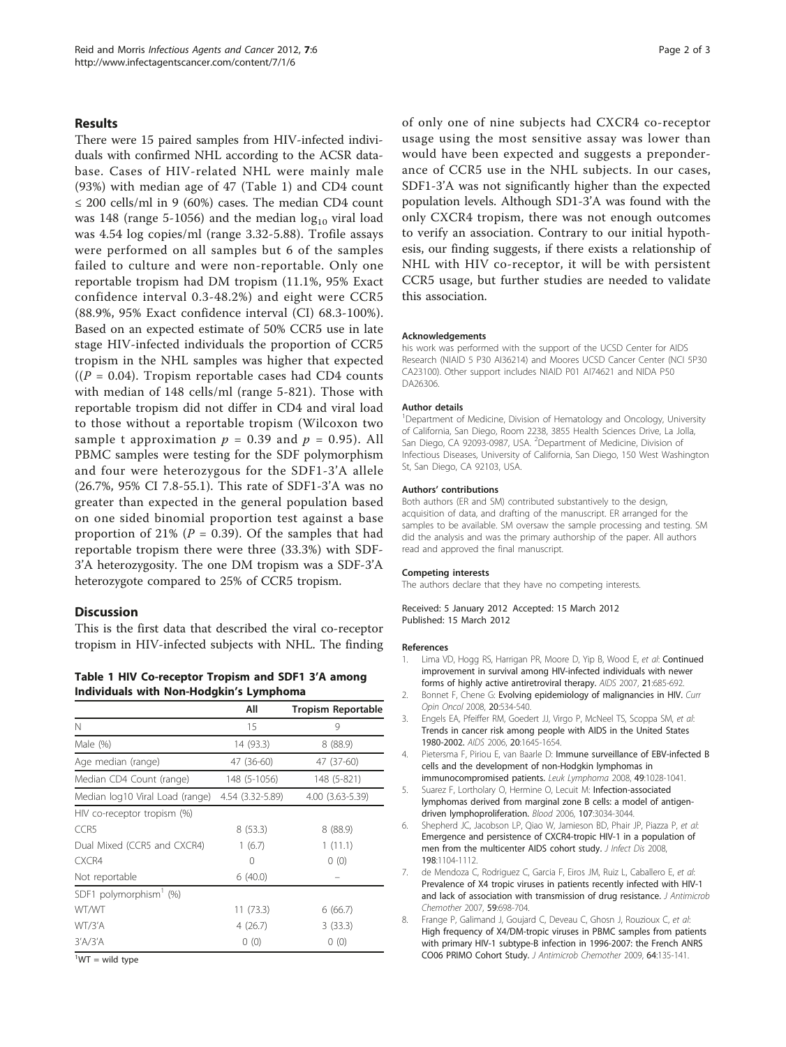## Results

There were 15 paired samples from HIV-infected individuals with confirmed NHL according to the ACSR database. Cases of HIV-related NHL were mainly male (93%) with median age of 47 (Table 1) and CD4 count ≤ 200 cells/ml in 9 (60%) cases. The median CD4 count was 148 (range 5-1056) and the median $\log_{10}$ viral load was 4.54 log copies/ml (range 3.32-5.88). Trofile assays were performed on all samples but 6 of the samples failed to culture and were non-reportable. Only one reportable tropism had DM tropism (11.1%, 95% Exact confidence interval 0.3-48.2%) and eight were CCR5 (88.9%, 95% Exact confidence interval (CI) 68.3-100%). Based on an expected estimate of 50% CCR5 use in late stage HIV-infected individuals the proportion of CCR5 tropism in the NHL samples was higher that expected (($P = 0.04$). Tropism reportable cases had CD4 counts with median of 148 cells/ml (range 5-821). Those with reportable tropism did not differ in CD4 and viral load to those without a reportable tropism (Wilcoxon two sample t approximation $p = 0.39$ and $p = 0.95$). All PBMC samples were testing for the SDF polymorphism and four were heterozygous for the SDF1-3'A allele (26.7%, 95% CI 7.8-55.1). This rate of SDF1-3'A was no greater than expected in the general population based on one sided binomial proportion test against a base proportion of 21% ($P = 0.39$). Of the samples that had reportable tropism there were three (33.3%) with SDF-3'A heterozygosity. The one DM tropism was a SDF-3'A heterozygote compared to 25% of CCR5 tropism.

## Discussion

This is the first data that described the viral co-receptor tropism in HIV-infected subjects with NHL. The finding of only one of nine subjects had CXCR4 co-receptor usage using the most sensitive assay was lower than would have been expected and suggests a preponderance of CCR5 use in the NHL subjects. In our cases, SDF1-3'A was not significantly higher than the expected population levels. Although SD1-3'A was found with the only CXCR4 tropism, there was not enough outcomes to verify an association. Contrary to our initial hypothesis, our finding suggests, if there exists a relationship of NHL with HIV co-receptor, it will be with persistent CCR5 usage, but further studies are needed to validate this association.

**Table 1 HIV Co-receptor Tropism and SDF1 3'A among Individuals with Non-Hodgkin's Lymphoma**

| | All | Tropism Reportable |
|---|---|---|
| N | 15 | 9 |
| Male (%) | 14 (93.3) | 8 (88.9) |
| Age median (range) | 47 (36-60) | 47 (37-60) |
| Median CD4 Count (range) | 148 (5-1056) | 148 (5-821) |
| Median log10 Viral Load (range) | 4.54 (3.32-5.89) | 4.00 (3.63-5.39) |
| HIV co-receptor tropism (%) | | |
| CCR5 | 8 (53.3) | 8 (88.9) |
| Dual Mixed (CCR5 and CXCR4) | 1 (6.7) | 1 (11.1) |
| CXCR4 | 0 | 0 (0) |
| Not reportable | 6 (40.0) | – |
| SDF1 polymorphism[1] (%) | | |
| WT/WT | 11 (73.3) | 6 (66.7) |
| WT/3'A | 4 (26.7) | 3 (33.3) |
| 3'A/3'A | 0 (0) | 0 (0) |

[1]WT = wild type

#### Acknowledgements

his work was performed with the support of the UCSD Center for AIDS Research (NIAID 5 P30 AI36214) and Moores UCSD Cancer Center (NCI 5P30 CA23100). Other support includes NIAID P01 AI74621 and NIDA P50 DA26306.

#### Author details

[1]Department of Medicine, Division of Hematology and Oncology, University of California, San Diego, Room 2238, 3855 Health Sciences Drive, La Jolla, San Diego, CA 92093-0987, USA. [2]Department of Medicine, Division of Infectious Diseases, University of California, San Diego, 150 West Washington St, San Diego, CA 92103, USA.

#### Authors' contributions

Both authors (ER and SM) contributed substantively to the design, acquisition of data, and drafting of the manuscript. ER arranged for the samples to be available. SM oversaw the sample processing and testing. SM did the analysis and was the primary authorship of the paper. All authors read and approved the final manuscript.

#### Competing interests

The authors declare that they have no competing interests.

Received: 5 January 2012 Accepted: 15 March 2012
Published: 15 March 2012

#### References

1. Lima VD, Hogg RS, Harrigan PR, Moore D, Yip B, Wood E, *et al*: **Continued improvement in survival among HIV-infected individuals with newer forms of highly active antiretroviral therapy.** *AIDS* 2007, **21**:685-692.
2. Bonnet F, Chene G: **Evolving epidemiology of malignancies in HIV.** *Curr Opin Oncol* 2008, **20**:534-540.
3. Engels EA, Pfeiffer RM, Goedert JJ, Virgo P, McNeel TS, Scoppa SM, *et al*: **Trends in cancer risk among people with AIDS in the United States 1980-2002.** *AIDS* 2006, **20**:1645-1654.
4. Pietersma F, Piriou E, van Baarle D: **Immune surveillance of EBV-infected B cells and the development of non-Hodgkin lymphomas in immunocompromised patients.** *Leuk Lymphoma* 2008, **49**:1028-1041.
5. Suarez F, Lortholary O, Hermine O, Lecuit M: **Infection-associated lymphomas derived from marginal zone B cells: a model of antigen-driven lymphoproliferation.** *Blood* 2006, **107**:3034-3044.
6. Shepherd JC, Jacobson LP, Qiao W, Jamieson BD, Phair JP, Piazza P, *et al*: **Emergence and persistence of CXCR4-tropic HIV-1 in a population of men from the multicenter AIDS cohort study.** *J Infect Dis* 2008, **198**:1104-1112.
7. de Mendoza C, Rodriguez C, Garcia F, Eiros JM, Ruiz L, Caballero E, *et al*: **Prevalence of X4 tropic viruses in patients recently infected with HIV-1 and lack of association with transmission of drug resistance.** *J Antimicrob Chemother* 2007, **59**:698-704.
8. Frange P, Galimand J, Goujard C, Deveau C, Ghosn J, Rouzioux C, *et al*: **High frequency of X4/DM-tropic viruses in PBMC samples from patients with primary HIV-1 subtype-B infection in 1996-2007: the French ANRS CO06 PRIMO Cohort Study.** *J Antimicrob Chemother* 2009, **64**:135-141.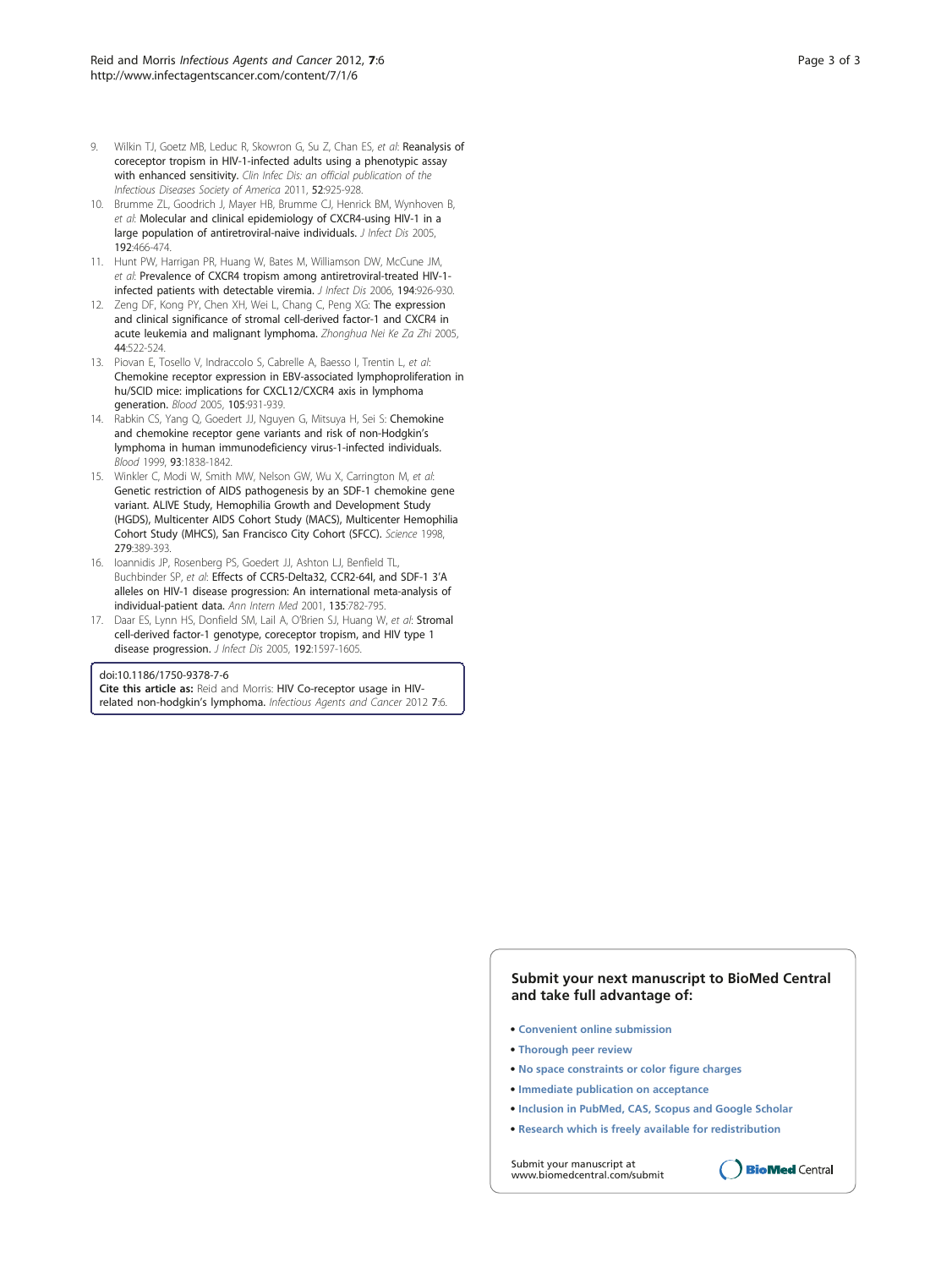9. Wilkin TJ, Goetz MB, Leduc R, Skowron G, Su Z, Chan ES, *et al*: **Reanalysis of coreceptor tropism in HIV-1-infected adults using a phenotypic assay with enhanced sensitivity.** *Clin Infec Dis: an official publication of the Infectious Diseases Society of America* 2011, **52**:925-928.
10. Brumme ZL, Goodrich J, Mayer HB, Brumme CJ, Henrick BM, Wynhoven B, *et al*: **Molecular and clinical epidemiology of CXCR4-using HIV-1 in a large population of antiretroviral-naive individuals.** *J Infect Dis* 2005, **192**:466-474.
11. Hunt PW, Harrigan PR, Huang W, Bates M, Williamson DW, McCune JM, *et al*: **Prevalence of CXCR4 tropism among antiretroviral-treated HIV-1-infected patients with detectable viremia.** *J Infect Dis* 2006, **194**:926-930.
12. Zeng DF, Kong PY, Chen XH, Wei L, Chang C, Peng XG: **The expression and clinical significance of stromal cell-derived factor-1 and CXCR4 in acute leukemia and malignant lymphoma.** *Zhonghua Nei Ke Za Zhi* 2005, **44**:522-524.
13. Piovan E, Tosello V, Indraccolo S, Cabrelle A, Baesso I, Trentin L, *et al*: **Chemokine receptor expression in EBV-associated lymphoproliferation in hu/SCID mice: implications for CXCL12/CXCR4 axis in lymphoma generation.** *Blood* 2005, **105**:931-939.
14. Rabkin CS, Yang Q, Goedert JJ, Nguyen G, Mitsuya H, Sei S: **Chemokine and chemokine receptor gene variants and risk of non-Hodgkin's lymphoma in human immunodeficiency virus-1-infected individuals.** *Blood* 1999, **93**:1838-1842.
15. Winkler C, Modi W, Smith MW, Nelson GW, Wu X, Carrington M, *et al*: **Genetic restriction of AIDS pathogenesis by an SDF-1 chemokine gene variant. ALIVE Study, Hemophilia Growth and Development Study (HGDS), Multicenter AIDS Cohort Study (MACS), Multicenter Hemophilia Cohort Study (MHCS), San Francisco City Cohort (SFCC).** *Science* 1998, **279**:389-393.
16. Ioannidis JP, Rosenberg PS, Goedert JJ, Ashton LJ, Benfield TL, Buchbinder SP, *et al*: **Effects of CCR5-Delta32, CCR2-64I, and SDF-1 3'A alleles on HIV-1 disease progression: An international meta-analysis of individual-patient data.** *Ann Intern Med* 2001, **135**:782-795.
17. Daar ES, Lynn HS, Donfield SM, Lail A, O'Brien SJ, Huang W, *et al*: **Stromal cell-derived factor-1 genotype, coreceptor tropism, and HIV type 1 disease progression.** *J Infect Dis* 2005, **192**:1597-1605.

doi:10.1186/1750-9378-7-6

**Cite this article as:** Reid and Morris: **HIV Co-receptor usage in HIV-related non-hodgkin's lymphoma.** *Infectious Agents and Cancer* 2012 **7**:6.

**Submit your next manuscript to BioMed Central and take full advantage of:**

- **Convenient online submission**
- **Thorough peer review**
- **No space constraints or color figure charges**
- **Immediate publication on acceptance**
- **Inclusion in PubMed, CAS, Scopus and Google Scholar**
- **Research which is freely available for redistribution**

Submit your manuscript at www.biomedcentral.com/submit

BioMed Central